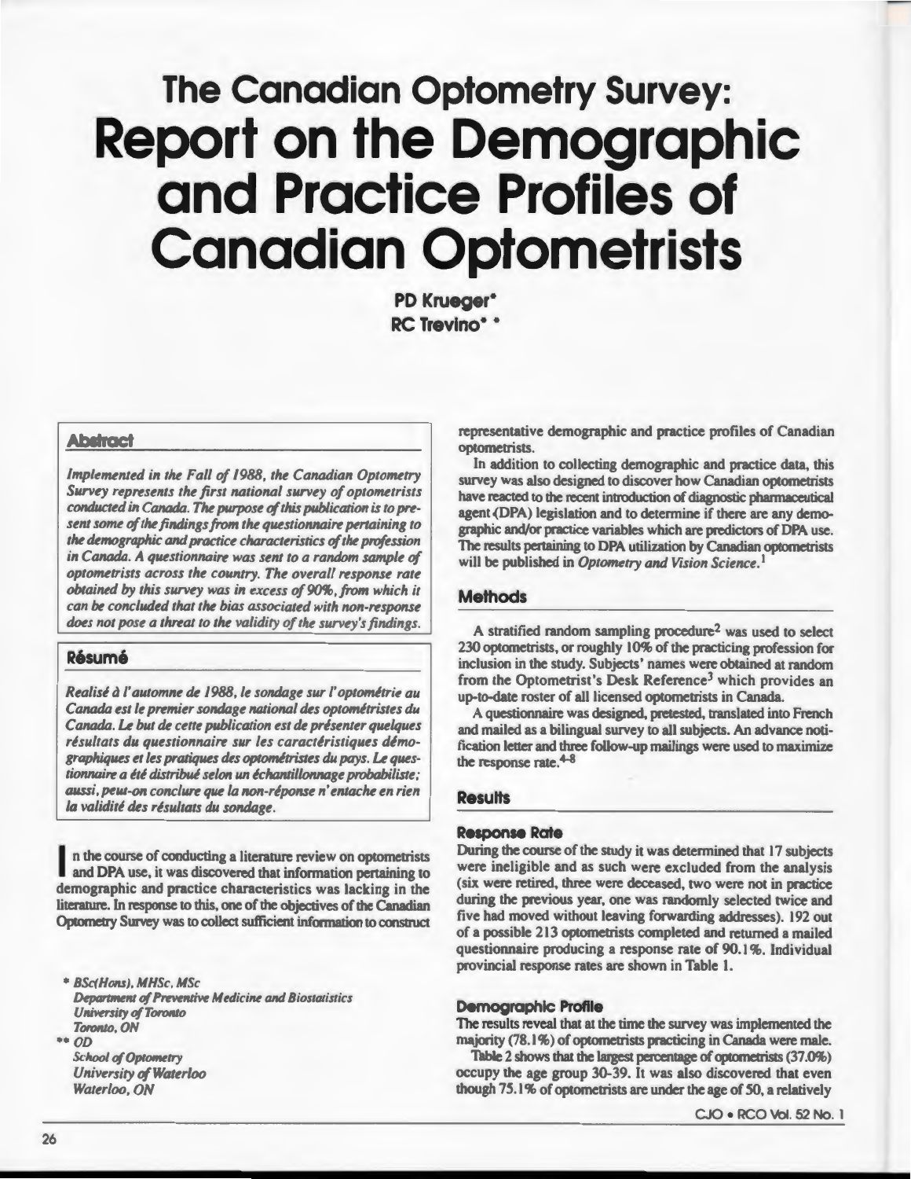# The Canadian Optometry Survey: Report on the Demographic and Practice Profiles of Canadian Optometrists

**PD Krueger***
**RC Trevino***

### Abstract

*Implemented in the Fall of 1988, the Canadian Optometry Survey represents the first national survey of optometrists conducted in Canada. The purpose of this publication is to present some of the findings from the questionnaire pertaining to the demographic and practice characteristics of the profession in Canada. A questionnaire was sent to a random sample of optometrists across the country. The overall response rate obtained by this survey was in excess of 90%, from which it can be concluded that the bias associated with non-response does not pose a threat to the validity of the survey's findings.*

### Résumé

*Realisé à l'automne de 1988, le sondage sur l'optométrie au Canada est le premier sondage national des optométristes du Canada. Le but de cette publication est de présenter quelques résultats du questionnaire sur les caractéristiques démographiques et les pratiques des optométristes du pays. Le questionnaire a été distribué selon un échantillonnage probabiliste; aussi, peut-on conclure que la non-réponse n'entache en rien la validité des résultats du sondage.*

In the course of conducting a literature review on optometrists and DPA use, it was discovered that information pertaining to demographic and practice characteristics was lacking in the literature. In response to this, one of the objectives of the Canadian Optometry Survey was to collect sufficient information to construct representative demographic and practice profiles of Canadian optometrists.

In addition to collecting demographic and practice data, this survey was also designed to discover how Canadian optometrists have reacted to the recent introduction of diagnostic pharmaceutical agent (DPA) legislation and to determine if there are any demographic and/or practice variables which are predictors of DPA use. The results pertaining to DPA utilization by Canadian optometrists will be published in *Optometry and Vision Science*.[1]

* *BSc(Hons), MHSc, MSc*
*Department of Preventive Medicine and Biostatistics*
*University of Toronto*
*Toronto, ON*

** *OD*
*School of Optometry*
*University of Waterloo*
*Waterloo, ON*

## Methods

A stratified random sampling procedure[2] was used to select 230 optometrists, or roughly 10% of the practicing profession for inclusion in the study. Subjects' names were obtained at random from the Optometrist's Desk Reference[3] which provides an up-to-date roster of all licensed optometrists in Canada.

A questionnaire was designed, pretested, translated into French and mailed as a bilingual survey to all subjects. An advance notification letter and three follow-up mailings were used to maximize the response rate.[4-8]

## Results

### Response Rate

During the course of the study it was determined that 17 subjects were ineligible and as such were excluded from the analysis (six were retired, three were deceased, two were not in practice during the previous year, one was randomly selected twice and five had moved without leaving forwarding addresses). 192 out of a possible 213 optometrists completed and returned a mailed questionnaire producing a response rate of 90.1%. Individual provincial response rates are shown in Table 1.

### Demographic Profile

The results reveal that at the time the survey was implemented the majority (78.1%) of optometrists practicing in Canada were male.

Table 2 shows that the largest percentage of optometrists (37.0%) occupy the age group 30-39. It was also discovered that even though 75.1% of optometrists are under the age of 50, a relatively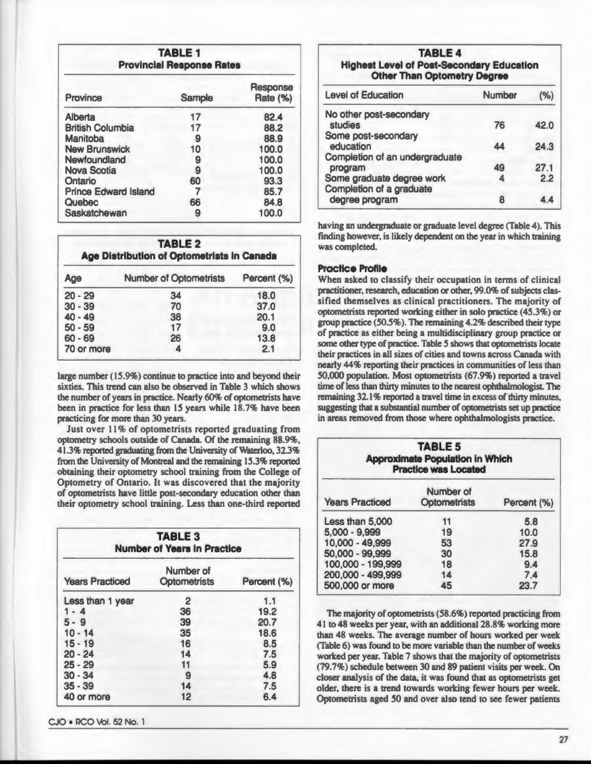**TABLE 1**
**Provincial Response Rates**

| Province | Sample | Response Rate (%) |
|---|---|---|
| Alberta | 17 | 82.4 |
| British Columbia | 17 | 88.2 |
| Manitoba | 9 | 88.9 |
| New Brunswick | 10 | 100.0 |
| Newfoundland | 9 | 100.0 |
| Nova Scotia | 9 | 100.0 |
| Ontario | 60 | 93.3 |
| Prince Edward Island | 7 | 85.7 |
| Quebec | 66 | 84.8 |
| Saskatchewan | 9 | 100.0 |

**TABLE 2**
**Age Distribution of Optometrists in Canada**

| Age | Number of Optometrists | Percent (%) |
|---|---|---|
| 20 - 29 | 34 | 18.0 |
| 30 - 39 | 70 | 37.0 |
| 40 - 49 | 38 | 20.1 |
| 50 - 59 | 17 | 9.0 |
| 60 - 69 | 26 | 13.8 |
| 70 or more | 4 | 2.1 |

large number (15.9%) continue to practice into and beyond their sixties. This trend can also be observed in Table 3 which shows the number of years in practice. Nearly 60% of optometrists have been in practice for less than 15 years while 18.7% have been practicing for more than 30 years.

Just over 11% of optometrists reported graduating from optometry schools outside of Canada. Of the remaining 88.9%, 41.3% reported graduating from the University of Waterloo, 32.3% from the University of Montreal and the remaining 15.3% reported obtaining their optometry school training from the College of Optometry of Ontario. It was discovered that the majority of optometrists have little post-secondary education other than their optometry school training. Less than one-third reported having an undergraduate or graduate level degree (Table 4). This finding however, is likely dependent on the year in which training was completed.

**TABLE 3**
**Number of Years in Practice**

| Years Practiced | Number of Optometrists | Percent (%) |
|---|---|---|
| Less than 1 year | 2 | 1.1 |
| 1 - 4 | 36 | 19.2 |
| 5 - 9 | 39 | 20.7 |
| 10 - 14 | 35 | 18.6 |
| 15 - 19 | 16 | 8.5 |
| 20 - 24 | 14 | 7.5 |
| 25 - 29 | 11 | 5.9 |
| 30 - 34 | 9 | 4.8 |
| 35 - 39 | 14 | 7.5 |
| 40 or more | 12 | 6.4 |

**TABLE 4**
**Highest Level of Post-Secondary Education Other Than Optometry Degree**

| Level of Education | Number | (%) |
|---|---|---|
| No other post-secondary studies | 76 | 42.0 |
| Some post-secondary education | 44 | 24.3 |
| Completion of an undergraduate program | 49 | 27.1 |
| Some graduate degree work | 4 | 2.2 |
| Completion of a graduate degree program | 8 | 4.4 |

### Practice Profile

When asked to classify their occupation in terms of clinical practitioner, research, education or other, 99.0% of subjects classified themselves as clinical practitioners. The majority of optometrists reported working either in solo practice (45.3%) or group practice (50.5%). The remaining 4.2% described their type of practice as either being a multidisciplinary group practice or some other type of practice. Table 5 shows that optometrists locate their practices in all sizes of cities and towns across Canada with nearly 44% reporting their practices in communities of less than 50,000 population. Most optometrists (67.9%) reported a travel time of less than thirty minutes to the nearest ophthalmologist. The remaining 32.1% reported a travel time in excess of thirty minutes, suggesting that a substantial number of optometrists set up practice in areas removed from those where ophthalmologists practice.

**TABLE 5**
**Approximate Population in Which Practice was Located**

| Years Practiced | Number of Optometrists | Percent (%) |
|---|---|---|
| Less than 5,000 | 11 | 5.8 |
| 5,000 - 9,999 | 19 | 10.0 |
| 10,000 - 49,999 | 53 | 27.9 |
| 50,000 - 99,999 | 30 | 15.8 |
| 100,000 - 199,999 | 18 | 9.4 |
| 200,000 - 499,999 | 14 | 7.4 |
| 500,000 or more | 45 | 23.7 |

The majority of optometrists (58.6%) reported practicing from 41 to 48 weeks per year, with an additional 28.8% working more than 48 weeks. The average number of hours worked per week (Table 6) was found to be more variable than the number of weeks worked per year. Table 7 shows that the majority of optometrists (79.7%) schedule between 30 and 89 patient visits per week. On closer analysis of the data, it was found that as optometrists get older, there is a trend towards working fewer hours per week. Optometrists aged 50 and over also tend to see fewer patients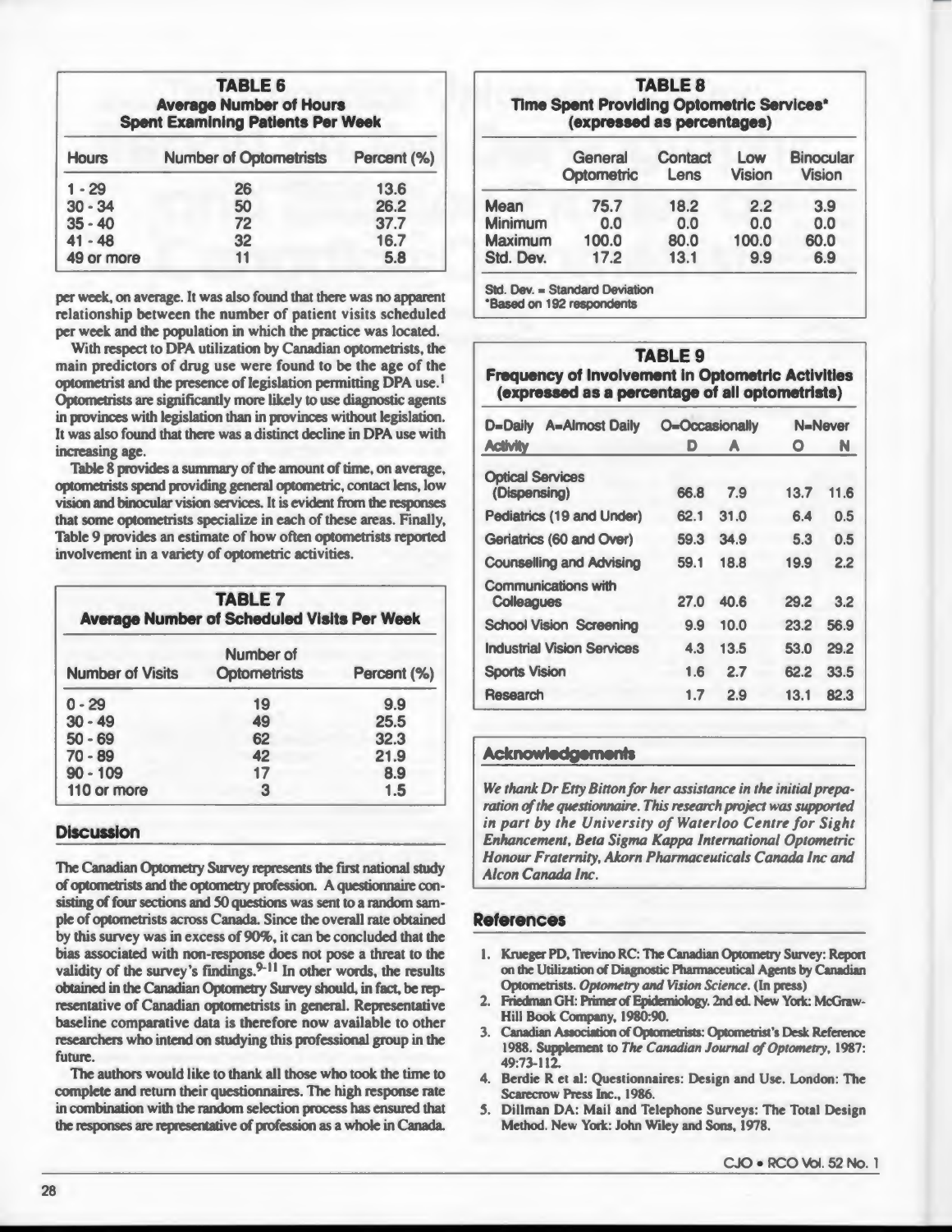**TABLE 6**
**Average Number of Hours Spent Examining Patients Per Week**

| Hours | Number of Optometrists | Percent (%) |
|---|---|---|
| 1 - 29 | 26 | 13.6 |
| 30 - 34 | 50 | 26.2 |
| 35 - 40 | 72 | 37.7 |
| 41 - 48 | 32 | 16.7 |
| 49 or more | 11 | 5.8 |

per week, on average. It was also found that there was no apparent relationship between the number of patient visits scheduled per week and the population in which the practice was located.

With respect to DPA utilization by Canadian optometrists, the main predictors of drug use were found to be the age of the optometrist and the presence of legislation permitting DPA use.[1] Optometrists are significantly more likely to use diagnostic agents in provinces with legislation than in provinces without legislation. It was also found that there was a distinct decline in DPA use with increasing age.

Table 8 provides a summary of the amount of time, on average, optometrists spend providing general optometric, contact lens, low vision and binocular vision services. It is evident from the responses that some optometrists specialize in each of these areas. Finally, Table 9 provides an estimate of how often optometrists reported involvement in a variety of optometric activities.

**TABLE 7**
**Average Number of Scheduled Visits Per Week**

| Number of Visits | Number of Optometrists | Percent (%) |
|---|---|---|
| 0 - 29 | 19 | 9.9 |
| 30 - 49 | 49 | 25.5 |
| 50 - 69 | 62 | 32.3 |
| 70 - 89 | 42 | 21.9 |
| 90 - 109 | 17 | 8.9 |
| 110 or more | 3 | 1.5 |

## Discussion

The Canadian Optometry Survey represents the first national study of optometrists and the optometry profession. A questionnaire consisting of four sections and 50 questions was sent to a random sample of optometrists across Canada. Since the overall rate obtained by this survey was in excess of 90%, it can be concluded that the bias associated with non-response does not pose a threat to the validity of the survey's findings.[9-11] In other words, the results obtained in the Canadian Optometry Survey should, in fact, be representative of Canadian optometrists in general. Representative baseline comparative data is therefore now available to other researchers who intend on studying this professional group in the future.

The authors would like to thank all those who took the time to complete and return their questionnaires. The high response rate in combination with the random selection process has ensured that the responses are representative of profession as a whole in Canada.

**TABLE 8**
**Time Spent Providing Optometric Services\***
**(expressed as percentages)**

| | General Optometric | Contact Lens | Low Vision | Binocular Vision |
|---|---|---|---|---|
| Mean | 75.7 | 18.2 | 2.2 | 3.9 |
| Minimum | 0.0 | 0.0 | 0.0 | 0.0 |
| Maximum | 100.0 | 80.0 | 100.0 | 60.0 |
| Std. Dev. | 17.2 | 13.1 | 9.9 | 6.9 |

Std. Dev. = Standard Deviation
*Based on 192 respondents

**TABLE 9**
**Frequency of Involvement in Optometric Activities**
**(expressed as a percentage of all optometrists)**

D=Daily A=Almost Daily O=Occasionally N=Never

| Activity | D | A | O | N |
|---|---|---|---|---|
| Optical Services (Dispensing) | 66.8 | 7.9 | 13.7 | 11.6 |
| Pediatrics (19 and Under) | 62.1 | 31.0 | 6.4 | 0.5 |
| Geriatrics (60 and Over) | 59.3 | 34.9 | 5.3 | 0.5 |
| Counselling and Advising | 59.1 | 18.8 | 19.9 | 2.2 |
| Communications with Colleagues | 27.0 | 40.6 | 29.2 | 3.2 |
| School Vision Screening | 9.9 | 10.0 | 23.2 | 56.9 |
| Industrial Vision Services | 4.3 | 13.5 | 53.0 | 29.2 |
| Sports Vision | 1.6 | 2.7 | 62.2 | 33.5 |
| Research | 1.7 | 2.9 | 13.1 | 82.3 |

## Acknowledgements

*We thank Dr Etty Bitton for her assistance in the initial preparation of the questionnaire. This research project was supported in part by the University of Waterloo Centre for Sight Enhancement, Beta Sigma Kappa International Optometric Honour Fraternity, Akorn Pharmaceuticals Canada Inc and Alcon Canada Inc.*

## References

1. Krueger PD, Trevino RC: The Canadian Optometry Survey: Report on the Utilization of Diagnostic Pharmaceutical Agents by Canadian Optometrists. *Optometry and Vision Science*. (In press)
2. Friedman GH: Primer of Epidemiology. 2nd ed. New York: McGraw-Hill Book Company, 1980:90.
3. Canadian Association of Optometrists: Optometrist's Desk Reference 1988. Supplement to *The Canadian Journal of Optometry*, 1987: 49:73-112.
4. Berdie R et al: Questionnaires: Design and Use. London: The Scarecrow Press Inc., 1986.
5. Dillman DA: Mail and Telephone Surveys: The Total Design Method. New York: John Wiley and Sons, 1978.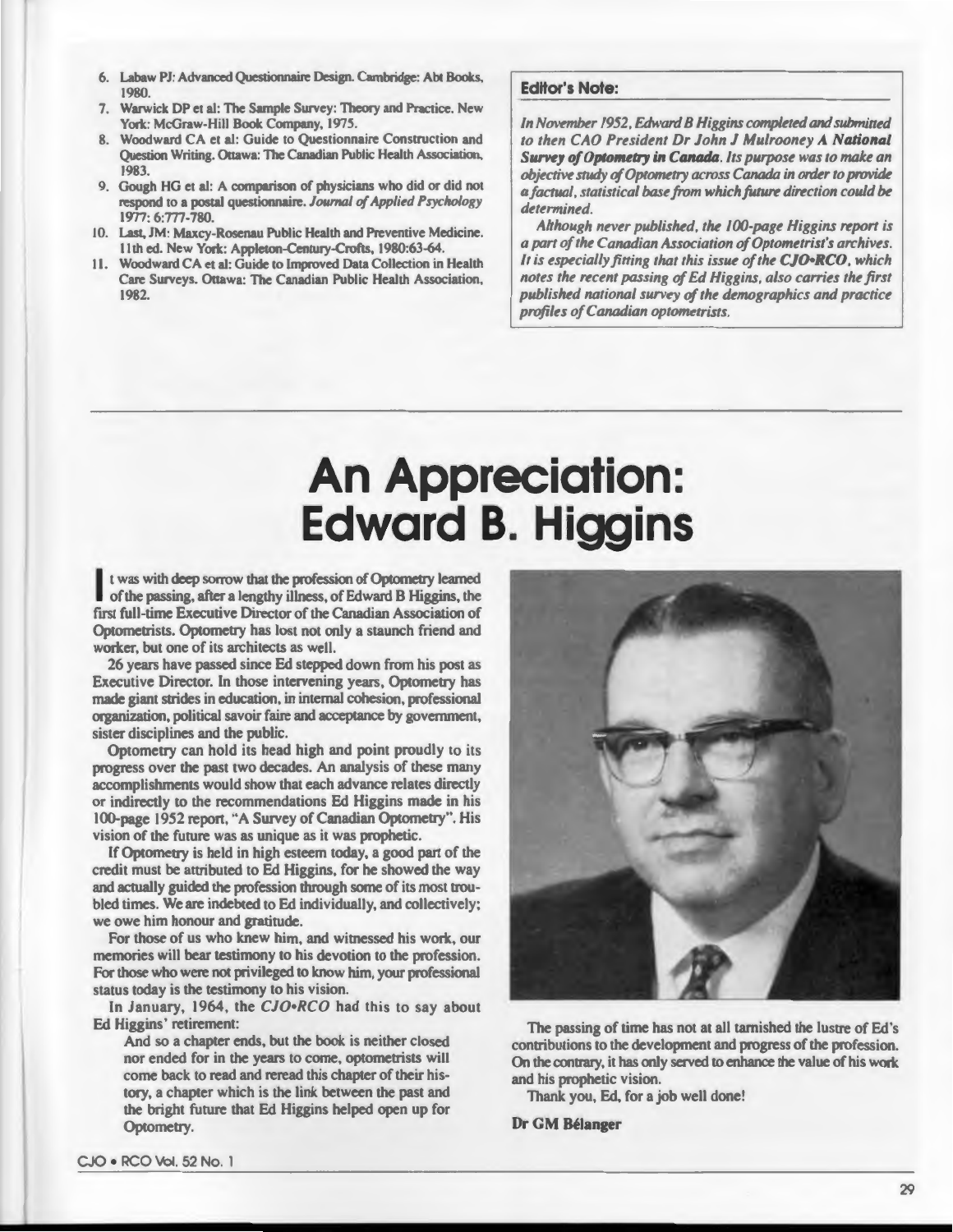6. Labaw PJ: Advanced Questionnaire Design. Cambridge: Abt Books, 1980.
7. Warwick DP et al: The Sample Survey: Theory and Practice. New York: McGraw-Hill Book Company, 1975.
8. Woodward CA et al: Guide to Questionnaire Construction and Question Writing. Ottawa: The Canadian Public Health Association, 1983.
9. Gough HG et al: A comparison of physicians who did or did not respond to a postal questionnaire. *Journal of Applied Psychology* 1977: 6:777-780.
10. Last, JM: Maxcy-Rosenau Public Health and Preventive Medicine. 11th ed. New York: Appleton-Century-Crofts, 1980:63-64.
11. Woodward CA et al: Guide to Improved Data Collection in Health Care Surveys. Ottawa: The Canadian Public Health Association, 1982.

**Editor's Note:**

*In November 1952, Edward B Higgins completed and submitted to then CAO President Dr John J Mulrooney* ***A National Survey of Optometry in Canada****. Its purpose was to make an objective study of Optometry across Canada in order to provide a factual, statistical base from which future direction could be determined.*

*Although never published, the 100-page Higgins report is a part of the Canadian Association of Optometrist's archives. It is especially fitting that this issue of the* ***CJO•RCO****, which notes the recent passing of Ed Higgins, also carries the first published national survey of the demographics and practice profiles of Canadian optometrists.*

# An Appreciation: Edward B. Higgins

It was with deep sorrow that the profession of Optometry learned of the passing, after a lengthy illness, of Edward B Higgins, the first full-time Executive Director of the Canadian Association of Optometrists. Optometry has lost not only a staunch friend and worker, but one of its architects as well.

26 years have passed since Ed stepped down from his post as Executive Director. In those intervening years, Optometry has made giant strides in education, in internal cohesion, professional organization, political savoir faire and acceptance by government, sister disciplines and the public.

Optometry can hold its head high and point proudly to its progress over the past two decades. An analysis of these many accomplishments would show that each advance relates directly or indirectly to the recommendations Ed Higgins made in his 100-page 1952 report, "A Survey of Canadian Optometry". His vision of the future was as unique as it was prophetic.

If Optometry is held in high esteem today, a good part of the credit must be attributed to Ed Higgins, for he showed the way and actually guided the profession through some of its most troubled times. We are indebted to Ed individually, and collectively; we owe him honour and gratitude.

For those of us who knew him, and witnessed his work, our memories will bear testimony to his devotion to the profession. For those who were not privileged to know him, your professional status today is the testimony to his vision.

In January, 1964, the *CJO•RCO* had this to say about Ed Higgins' retirement:

> And so a chapter ends, but the book is neither closed nor ended for in the years to come, optometrists will come back to read and reread this chapter of their history, a chapter which is the link between the past and the bright future that Ed Higgins helped open up for Optometry.

The passing of time has not at all tarnished the lustre of Ed's contributions to the development and progress of the profession. On the contrary, it has only served to enhance the value of his work and his prophetic vision.

Thank you, Ed, for a job well done!

**Dr GM Bélanger**